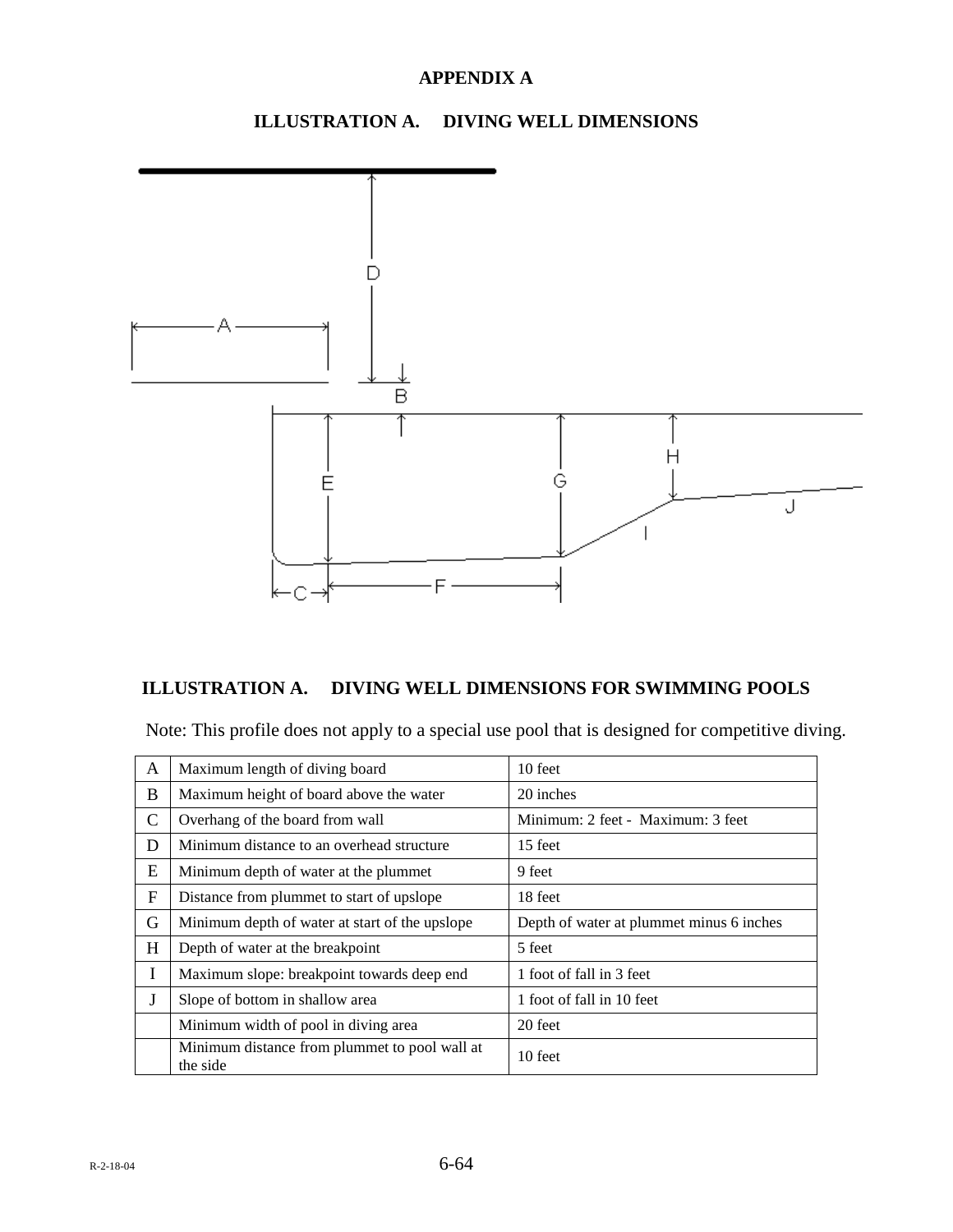# APPENDIX A

## ILLUSTRATION A. DIVING WELL DIMENSIONS

## ILLUSTRATION A. DIVING WELL DIMENSIONS FOR SWIMMING POOLS

Note: This profile does not apply to a special use pool that is designed for competitive diving.

| | | |
|---|---|---|
| A | Maximum length of diving board | 10 feet |
| B | Maximum height of board above the water | 20 inches |
| C | Overhang of the board from wall | Minimum: 2 feet - Maximum: 3 feet |
| D | Minimum distance to an overhead structure | 15 feet |
| E | Minimum depth of water at the plummet | 9 feet |
| F | Distance from plummet to start of upslope | 18 feet |
| G | Minimum depth of water at start of the upslope | Depth of water at plummet minus 6 inches |
| H | Depth of water at the breakpoint | 5 feet |
| I | Maximum slope: breakpoint towards deep end | 1 foot of fall in 3 feet |
| J | Slope of bottom in shallow area | 1 foot of fall in 10 feet |
| | Minimum width of pool in diving area | 20 feet |
| | Minimum distance from plummet to pool wall at the side | 10 feet |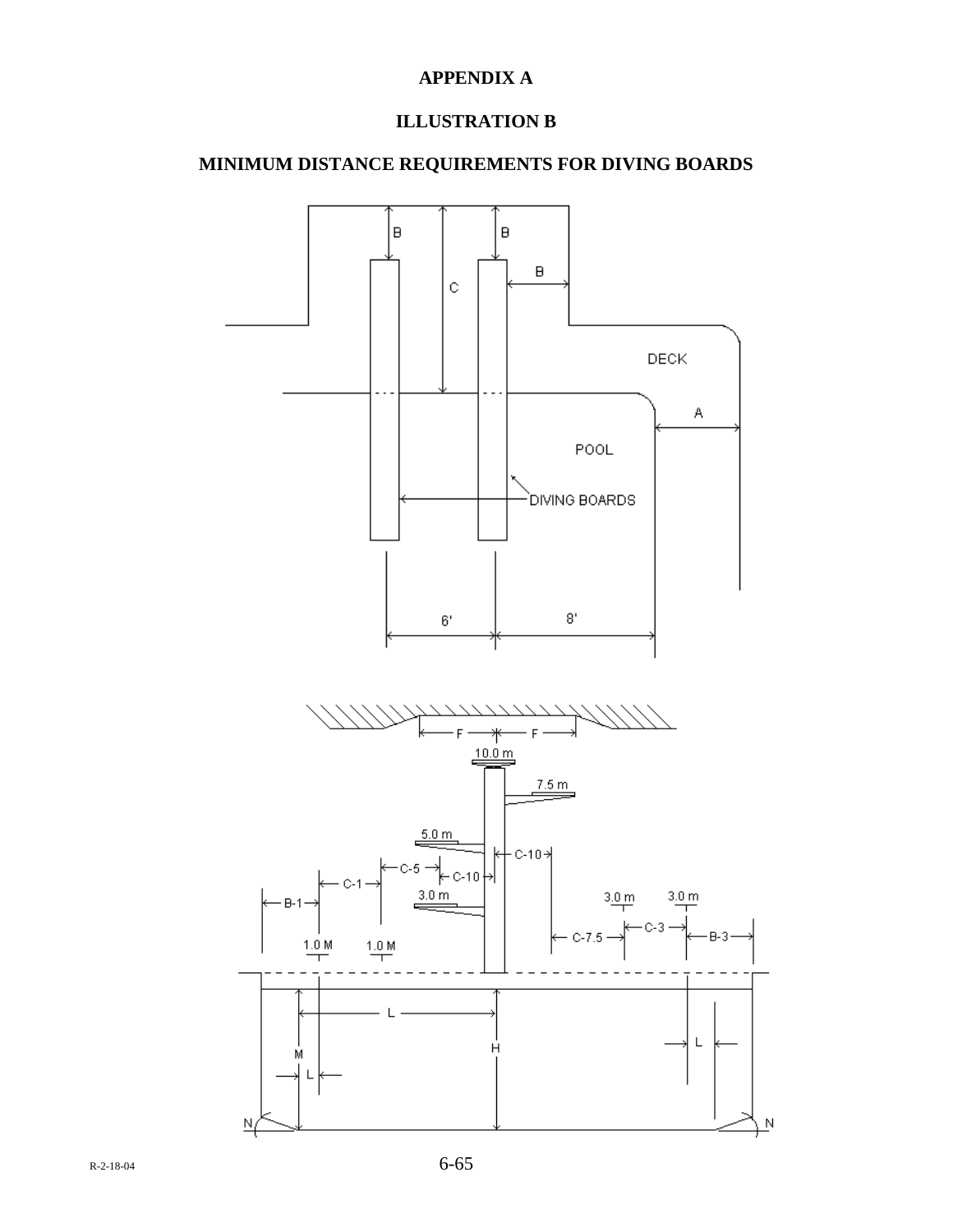**APPENDIX A**

**ILLUSTRATION B**

**MINIMUM DISTANCE REQUIREMENTS FOR DIVING BOARDS**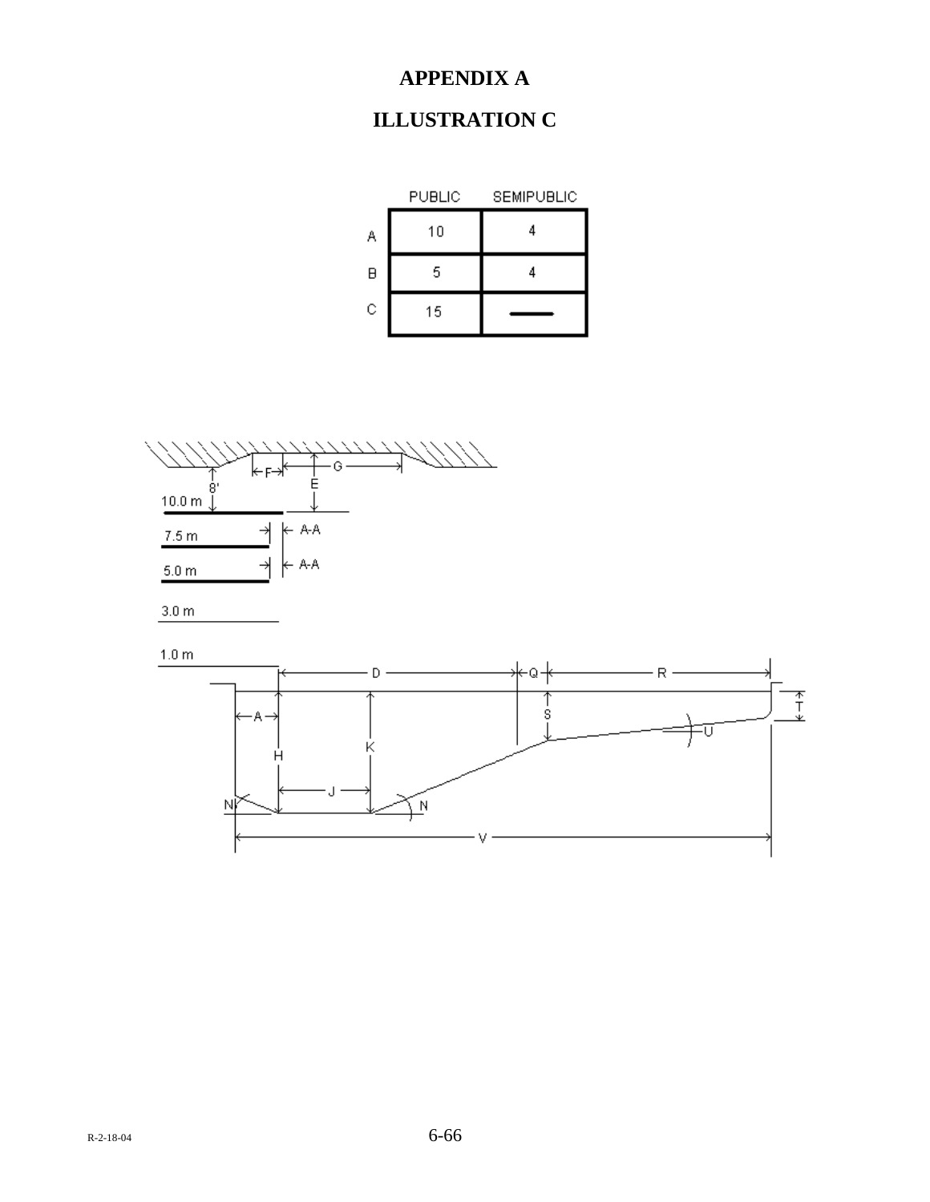# APPENDIX A

## ILLUSTRATION C

| | PUBLIC | SEMIPUBLIC |
|---|---|---|
| A | 10 | 4 |
| B | 5 | 4 |
| C | 15 | — |

8'

10.0 m

7.5 m

5.0 m

3.0 m

1.0 m

F G E A-A A-A

D Q R

A H K S T U

J N N

V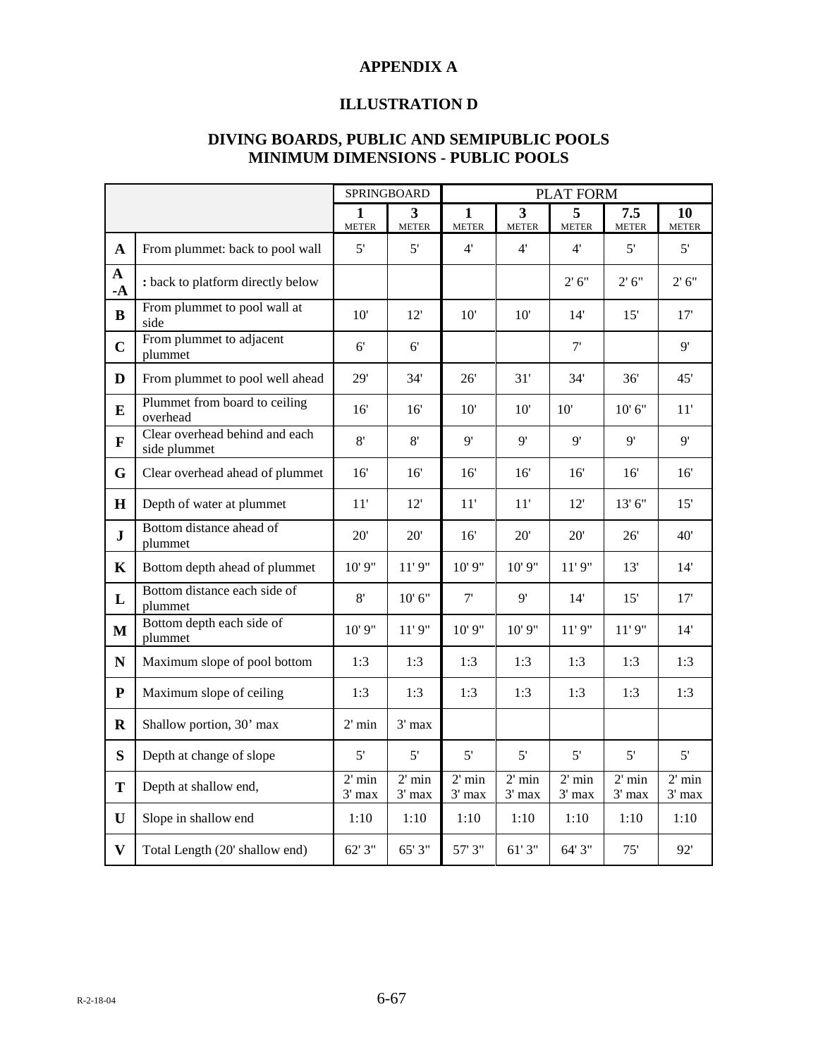# APPENDIX A

## ILLUSTRATION D

## DIVING BOARDS, PUBLIC AND SEMIPUBLIC POOLS
## MINIMUM DIMENSIONS - PUBLIC POOLS

| | | SPRINGBOARD | | PLAT FORM | | | | |
|---|---|---|---|---|---|---|---|---|
| | | **1** METER | **3** METER | **1** METER | **3** METER | **5** METER | **7.5** METER | **10** METER |
| **A** | From plummet: back to pool wall | 5' | 5' | 4' | 4' | 4' | 5' | 5' |
| **A -A** | **:** back to platform directly below | | | | | 2' 6" | 2' 6" | 2' 6" |
| **B** | From plummet to pool wall at side | 10' | 12' | 10' | 10' | 14' | 15' | 17' |
| **C** | From plummet to adjacent plummet | 6' | 6' | | | 7' | | 9' |
| **D** | From plummet to pool well ahead | 29' | 34' | 26' | 31' | 34' | 36' | 45' |
| **E** | Plummet from board to ceiling overhead | 16' | 16' | 10' | 10' | 10' | 10' 6" | 11' |
| **F** | Clear overhead behind and each side plummet | 8' | 8' | 9' | 9' | 9' | 9' | 9' |
| **G** | Clear overhead ahead of plummet | 16' | 16' | 16' | 16' | 16' | 16' | 16' |
| **H** | Depth of water at plummet | 11' | 12' | 11' | 11' | 12' | 13' 6" | 15' |
| **J** | Bottom distance ahead of plummet | 20' | 20' | 16' | 20' | 20' | 26' | 40' |
| **K** | Bottom depth ahead of plummet | 10' 9" | 11' 9" | 10' 9" | 10' 9" | 11' 9" | 13' | 14' |
| **L** | Bottom distance each side of plummet | 8' | 10' 6" | 7' | 9' | 14' | 15' | 17' |
| **M** | Bottom depth each side of plummet | 10' 9" | 11' 9" | 10' 9" | 10' 9" | 11' 9" | 11' 9" | 14' |
| **N** | Maximum slope of pool bottom | 1:3 | 1:3 | 1:3 | 1:3 | 1:3 | 1:3 | 1:3 |
| **P** | Maximum slope of ceiling | 1:3 | 1:3 | 1:3 | 1:3 | 1:3 | 1:3 | 1:3 |
| **R** | Shallow portion, 30' max | 2' min | 3' max | | | | | |
| **S** | Depth at change of slope | 5' | 5' | 5' | 5' | 5' | 5' | 5' |
| **T** | Depth at shallow end, | 2' min 3' max | 2' min 3' max | 2' min 3' max | 2' min 3' max | 2' min 3' max | 2' min 3' max | 2' min 3' max |
| **U** | Slope in shallow end | 1:10 | 1:10 | 1:10 | 1:10 | 1:10 | 1:10 | 1:10 |
| **V** | Total Length (20' shallow end) | 62' 3" | 65' 3" | 57' 3" | 61' 3" | 64' 3" | 75' | 92' |

R-2-18-04